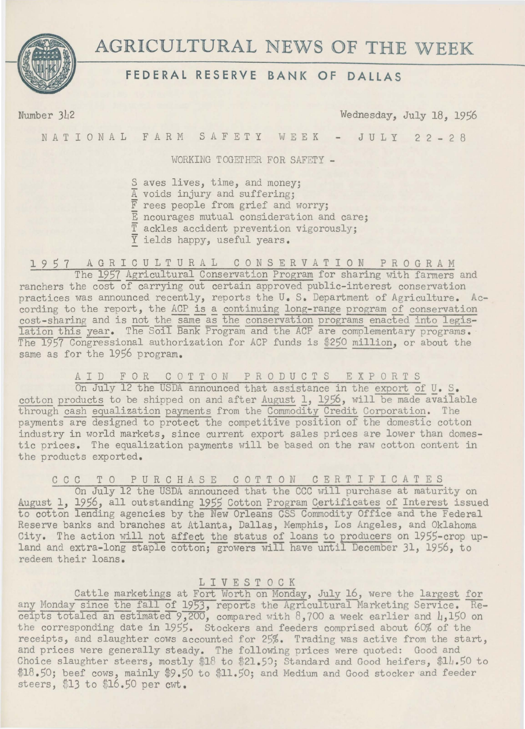# AGRICULTURAL NEWS OF THE WEEK

## FEDERAL RESERVE BANK OF DALLAS

Number 342 Wednesday, July 18, 1956

## NATIONAL FARM SAFETY WEEK - JULY 22-28

WORKING TOGETHER FOR SAFETY -

S aves lives, time, and money;
A voids injury and suffering;
F rees people from grief and worry;
E ncourages mutual consideration and care;
T ackles accident prevention vigorously;
Y ields happy, useful years.

## 1957 AGRICULTURAL CONSERVATION PROGRAM

The 1957 Agricultural Conservation Program for sharing with farmers and ranchers the cost of carrying out certain approved public-interest conservation practices was announced recently, reports the U. S. Department of Agriculture. According to the report, the ACP is a continuing long-range program of conservation cost-sharing and is not the same as the conservation programs enacted into legislation this year. The Soil Bank Program and the ACP are complementary programs. The 1957 Congressional authorization for ACP funds is $250 million, or about the same as for the 1956 program.

## AID FOR COTTON PRODUCTS EXPORTS

On July 12 the USDA announced that assistance in the export of U. S. cotton products to be shipped on and after August 1, 1956, will be made available through cash equalization payments from the Commodity Credit Corporation. The payments are designed to protect the competitive position of the domestic cotton industry in world markets, since current export sales prices are lower than domestic prices. The equalization payments will be based on the raw cotton content in the products exported.

## CCC TO PURCHASE COTTON CERTIFICATES

On July 12 the USDA announced that the CCC will purchase at maturity on August 1, 1956, all outstanding 1955 Cotton Program Certificates of Interest issued to cotton lending agencies by the New Orleans CSS Commodity Office and the Federal Reserve banks and branches at Atlanta, Dallas, Memphis, Los Angeles, and Oklahoma City. The action will not affect the status of loans to producers on 1955-crop upland and extra-long staple cotton; growers will have until December 31, 1956, to redeem their loans.

## LIVESTOCK

Cattle marketings at Fort Worth on Monday, July 16, were the largest for any Monday since the fall of 1953, reports the Agricultural Marketing Service. Receipts totaled an estimated 9,200, compared with 8,700 a week earlier and 4,150 on the corresponding date in 1955. Stockers and feeders comprised about 60% of the receipts, and slaughter cows accounted for 25%. Trading was active from the start, and prices were generally steady. The following prices were quoted: Good and Choice slaughter steers, mostly $18 to $21.50; Standard and Good heifers, $14.50 to $18.50; beef cows, mainly $9.50 to $11.50; and Medium and Good stocker and feeder steers, $13 to $16.50 per cwt.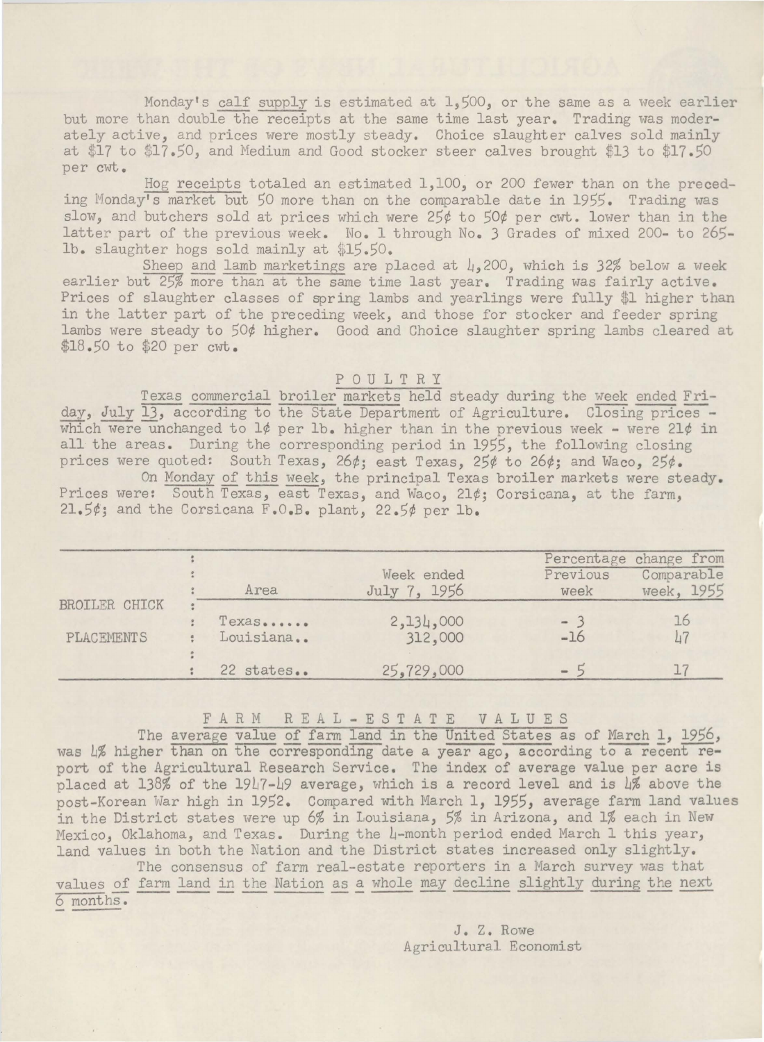Monday's calf supply is estimated at 1,500, or the same as a week earlier but more than double the receipts at the same time last year. Trading was moderately active, and prices were mostly steady. Choice slaughter calves sold mainly at \$17 to \$17.50, and Medium and Good stocker steer calves brought \$13 to \$17.50 per cwt.

Hog receipts totaled an estimated 1,100, or 200 fewer than on the preceding Monday's market but 50 more than on the comparable date in 1955. Trading was slow, and butchers sold at prices which were 25¢ to 50¢ per cwt. lower than in the latter part of the previous week. No. 1 through No. 3 Grades of mixed 200- to 265-lb. slaughter hogs sold mainly at \$15.50.

Sheep and lamb marketings are placed at 4,200, which is 32% below a week earlier but 25% more than at the same time last year. Trading was fairly active. Prices of slaughter classes of spring lambs and yearlings were fully \$1 higher than in the latter part of the preceding week, and those for stocker and feeder spring lambs were steady to 50¢ higher. Good and Choice slaughter spring lambs cleared at \$18.50 to \$20 per cwt.

## POULTRY

Texas commercial broiler markets held steady during the week ended Friday, July 13, according to the State Department of Agriculture. Closing prices - which were unchanged to 1¢ per lb. higher than in the previous week - were 21¢ in all the areas. During the corresponding period in 1955, the following closing prices were quoted: South Texas, 26¢; east Texas, 25¢ to 26¢; and Waco, 25¢.

On Monday of this week, the principal Texas broiler markets were steady. Prices were: South Texas, east Texas, and Waco, 21¢; Corsicana, at the farm, 21.5¢; and the Corsicana F.O.B. plant, 22.5¢ per lb.

| | Area | Week ended July 7, 1956 | Percentage change from Previous week | Comparable week, 1955 |
|---|---|---|---|---|
| BROILER CHICK PLACEMENTS | Texas...... | 2,134,000 | - 3 | 16 |
| | Louisiana.. | 312,000 | -16 | 47 |
| | 22 states.. | 25,729,000 | - 5 | 17 |

## FARM REAL-ESTATE VALUES

The average value of farm land in the United States as of March 1, 1956, was 4% higher than on the corresponding date a year ago, according to a recent report of the Agricultural Research Service. The index of average value per acre is placed at 138% of the 1947-49 average, which is a record level and is 4% above the post-Korean War high in 1952. Compared with March 1, 1955, average farm land values in the District states were up 6% in Louisiana, 5% in Arizona, and 1% each in New Mexico, Oklahoma, and Texas. During the 4-month period ended March 1 this year, land values in both the Nation and the District states increased only slightly.

The consensus of farm real-estate reporters in a March survey was that values of farm land in the Nation as a whole may decline slightly during the next 6 months.

J. Z. Rowe
Agricultural Economist